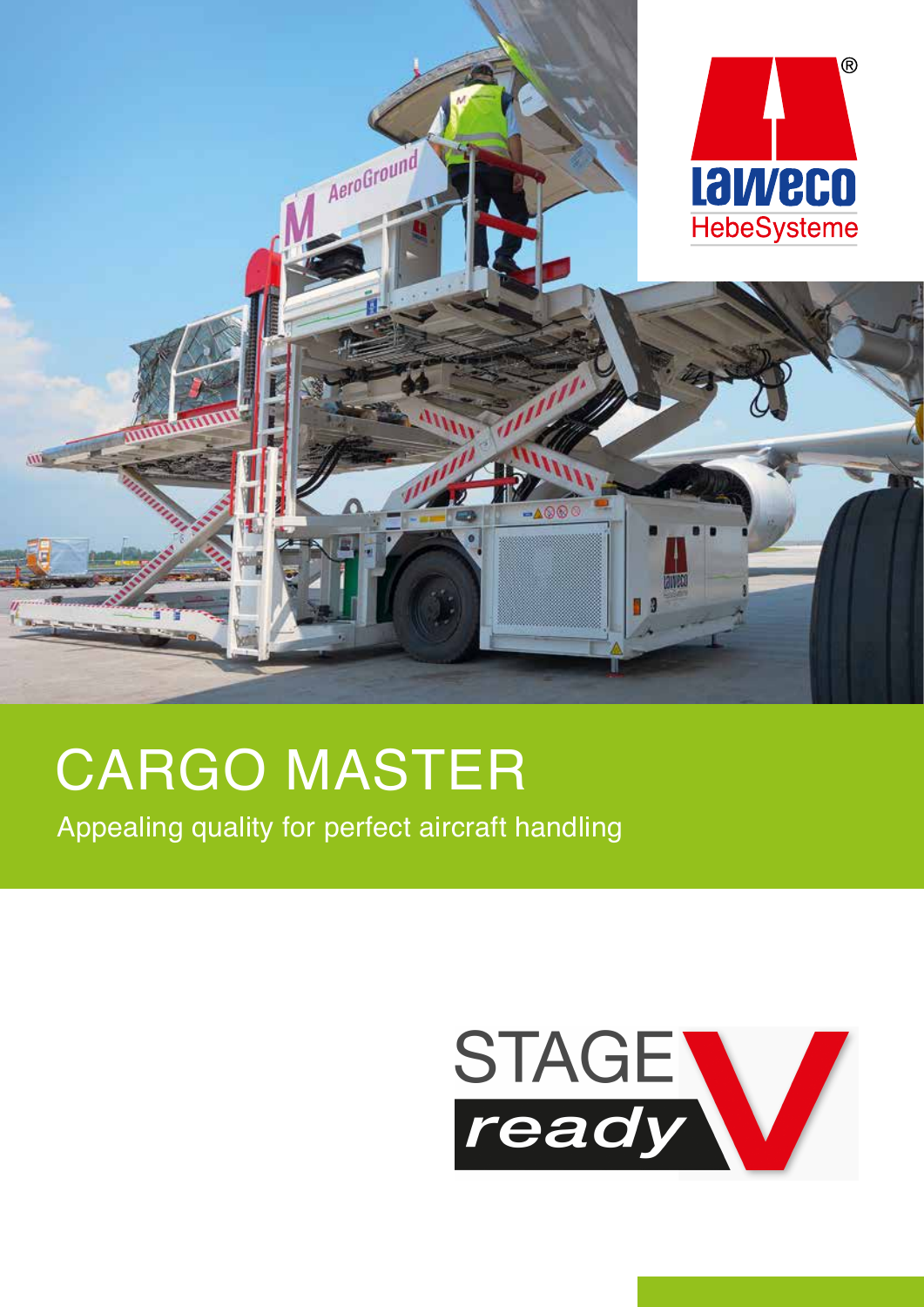# CARGO MASTER

Appealing quality for perfect aircraft handling

STAGE *ready* V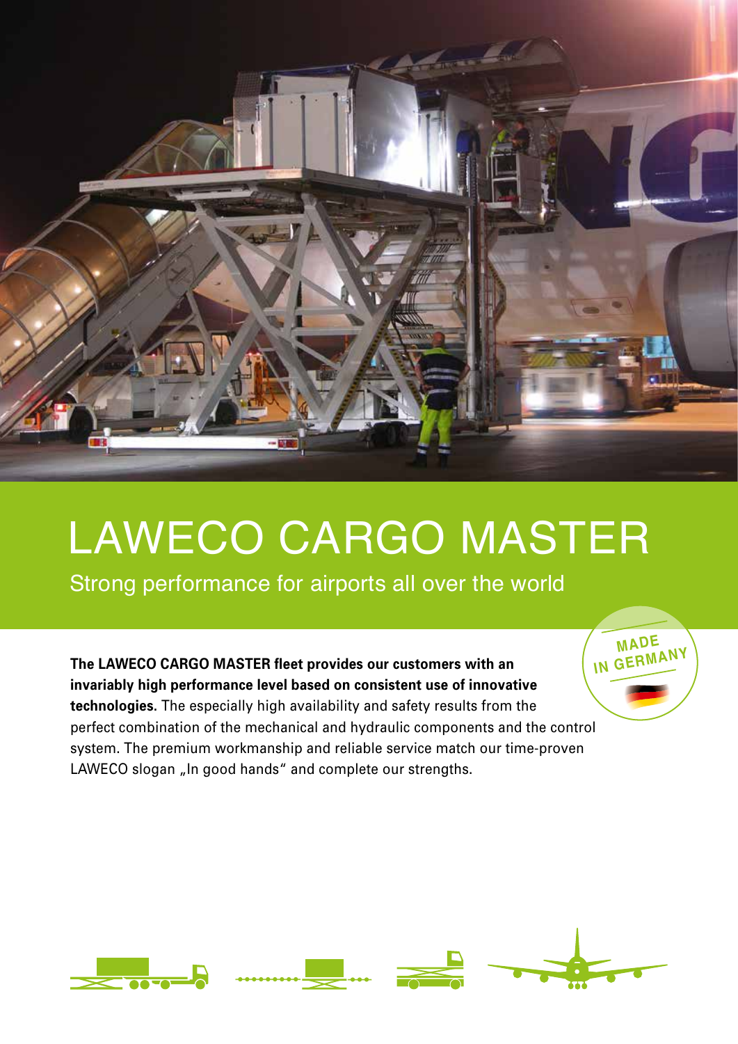# LAWECO CARGO MASTER

## Strong performance for airports all over the world

MADE IN GERMANY

**The LAWECO CARGO MASTER fleet provides our customers with an invariably high performance level based on consistent use of innovative technologies.** The especially high availability and safety results from the perfect combination of the mechanical and hydraulic components and the control system. The premium workmanship and reliable service match our time-proven LAWECO slogan „In good hands" and complete our strengths.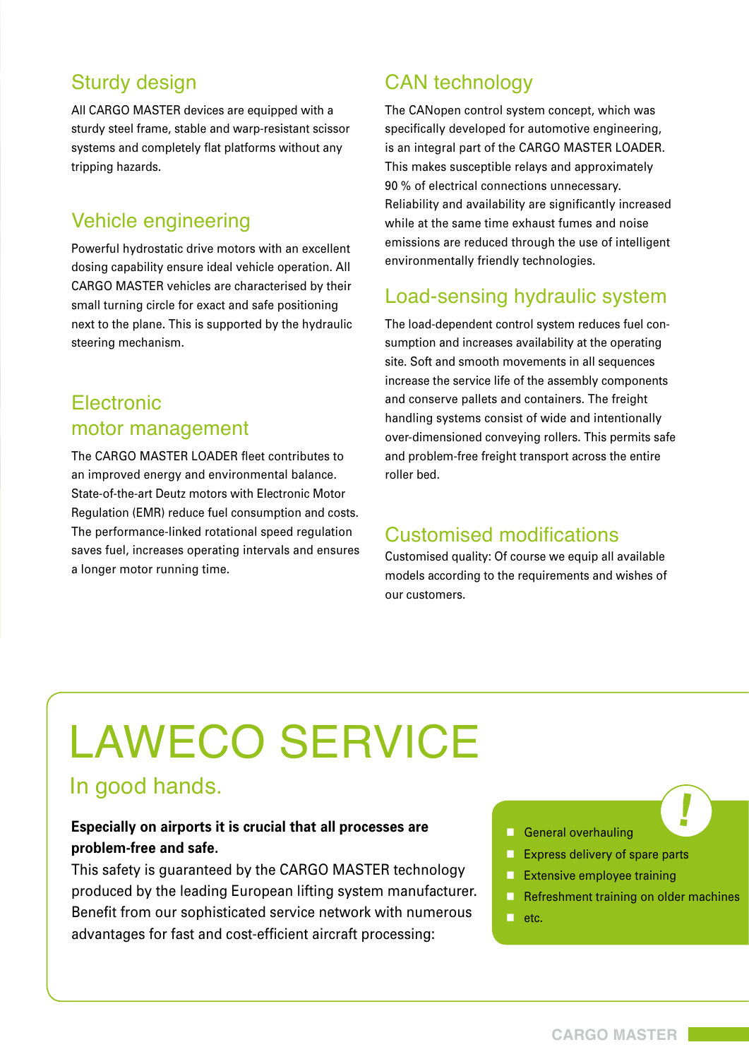## Sturdy design

All CARGO MASTER devices are equipped with a sturdy steel frame, stable and warp-resistant scissor systems and completely flat platforms without any tripping hazards.

## Vehicle engineering

Powerful hydrostatic drive motors with an excellent dosing capability ensure ideal vehicle operation. All CARGO MASTER vehicles are characterised by their small turning circle for exact and safe positioning next to the plane. This is supported by the hydraulic steering mechanism.

## Electronic motor management

The CARGO MASTER LOADER fleet contributes to an improved energy and environmental balance. State-of-the-art Deutz motors with Electronic Motor Regulation (EMR) reduce fuel consumption and costs. The performance-linked rotational speed regulation saves fuel, increases operating intervals and ensures a longer motor running time.

## CAN technology

The CANopen control system concept, which was specifically developed for automotive engineering, is an integral part of the CARGO MASTER LOADER. This makes susceptible relays and approximately 90 % of electrical connections unnecessary. Reliability and availability are significantly increased while at the same time exhaust fumes and noise emissions are reduced through the use of intelligent environmentally friendly technologies.

## Load-sensing hydraulic system

The load-dependent control system reduces fuel consumption and increases availability at the operating site. Soft and smooth movements in all sequences increase the service life of the assembly components and conserve pallets and containers. The freight handling systems consist of wide and intentionally over-dimensioned conveying rollers. This permits safe and problem-free freight transport across the entire roller bed.

## Customised modifications

Customised quality: Of course we equip all available models according to the requirements and wishes of our customers.

# LAWECO SERVICE

## In good hands.

**Especially on airports it is crucial that all processes are problem-free and safe.**
This safety is guaranteed by the CARGO MASTER technology produced by the leading European lifting system manufacturer. Benefit from our sophisticated service network with numerous advantages for fast and cost-efficient aircraft processing:

- General overhauling
- Express delivery of spare parts
- Extensive employee training
- Refreshment training on older machines
- etc.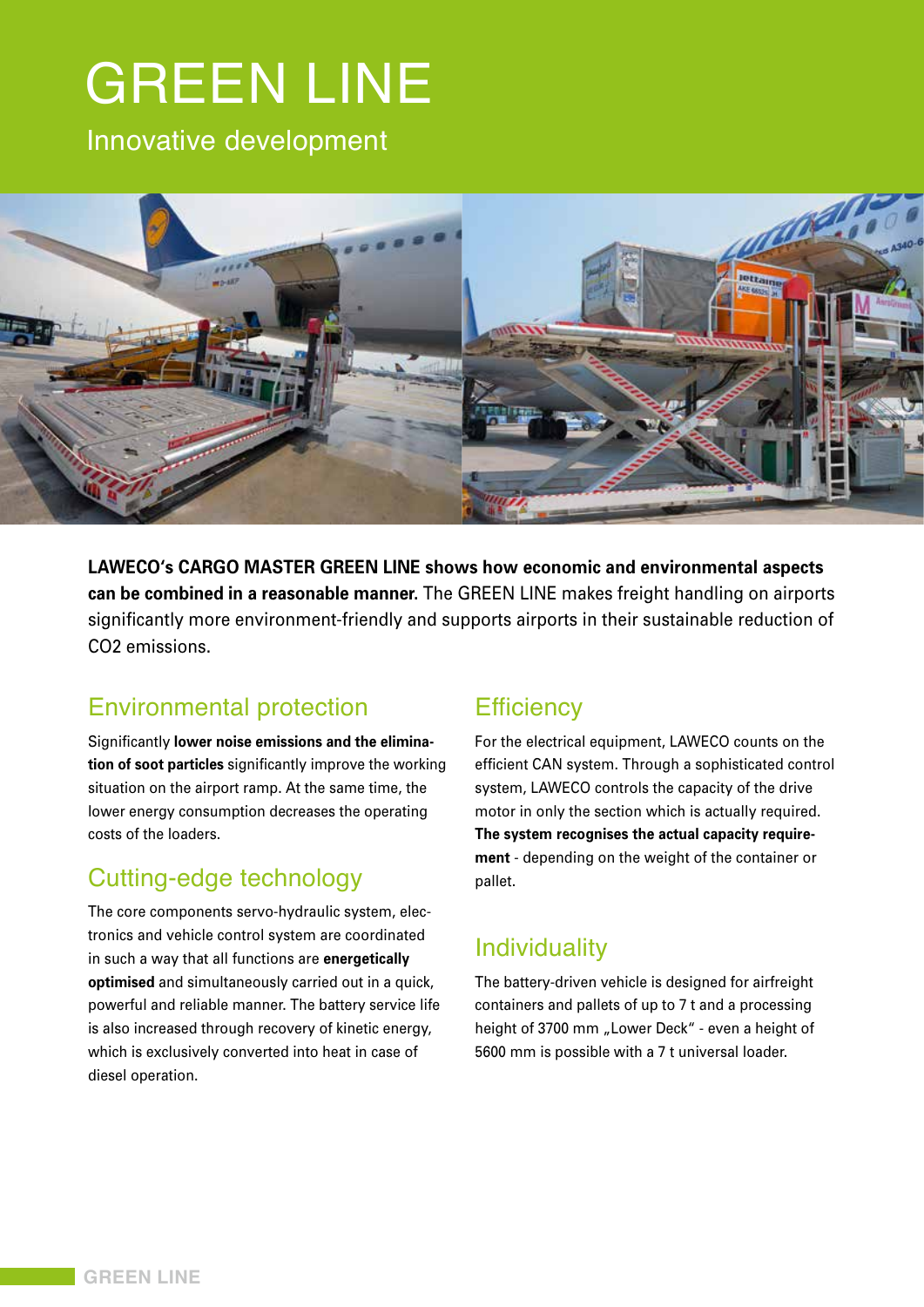# GREEN LINE

Innovative development

**LAWECO's CARGO MASTER GREEN LINE shows how economic and environmental aspects can be combined in a reasonable manner.** The GREEN LINE makes freight handling on airports significantly more environment-friendly and supports airports in their sustainable reduction of CO2 emissions.

## Environmental protection

Significantly **lower noise emissions and the elimination of soot particles** significantly improve the working situation on the airport ramp. At the same time, the lower energy consumption decreases the operating costs of the loaders.

## Cutting-edge technology

The core components servo-hydraulic system, electronics and vehicle control system are coordinated in such a way that all functions are **energetically optimised** and simultaneously carried out in a quick, powerful and reliable manner. The battery service life is also increased through recovery of kinetic energy, which is exclusively converted into heat in case of diesel operation.

## Efficiency

For the electrical equipment, LAWECO counts on the efficient CAN system. Through a sophisticated control system, LAWECO controls the capacity of the drive motor in only the section which is actually required. **The system recognises the actual capacity requirement** - depending on the weight of the container or pallet.

## Individuality

The battery-driven vehicle is designed for airfreight containers and pallets of up to 7 t and a processing height of 3700 mm „Lower Deck" - even a height of 5600 mm is possible with a 7 t universal loader.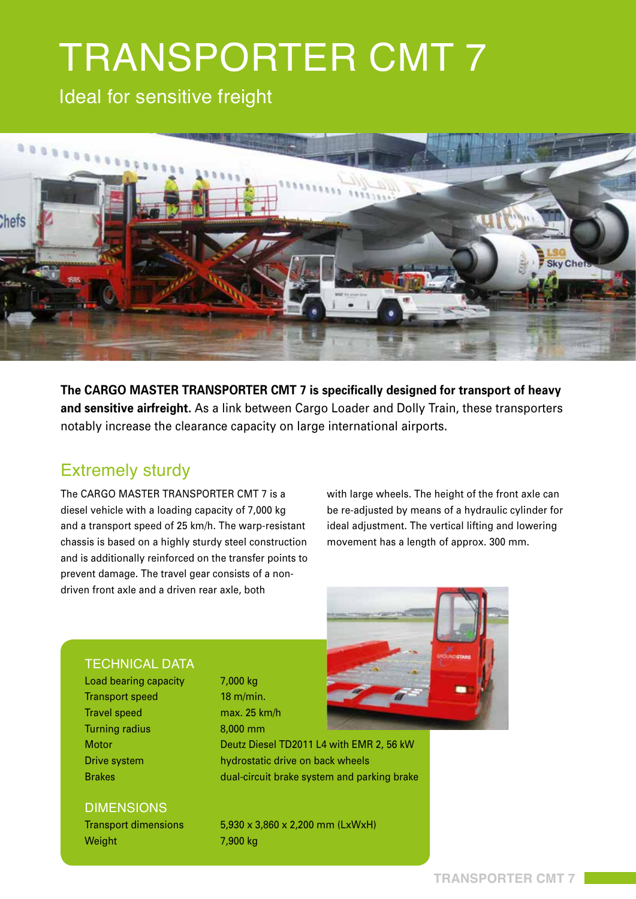# TRANSPORTER CMT 7

Ideal for sensitive freight

**The CARGO MASTER TRANSPORTER CMT 7 is specifically designed for transport of heavy and sensitive airfreight**. As a link between Cargo Loader and Dolly Train, these transporters notably increase the clearance capacity on large international airports.

## Extremely sturdy

The CARGO MASTER TRANSPORTER CMT 7 is a diesel vehicle with a loading capacity of 7,000 kg and a transport speed of 25 km/h. The warp-resistant chassis is based on a highly sturdy steel construction and is additionally reinforced on the transfer points to prevent damage. The travel gear consists of a non-driven front axle and a driven rear axle, both with large wheels. The height of the front axle can be re-adjusted by means of a hydraulic cylinder for ideal adjustment. The vertical lifting and lowering movement has a length of approx. 300 mm.

### TECHNICAL DATA

| | |
|---|---|
| Load bearing capacity | 7,000 kg |
| Transport speed | 18 m/min. |
| Travel speed | max. 25 km/h |
| Turning radius | 8,000 mm |
| Motor | Deutz Diesel TD2011 L4 with EMR 2, 56 kW |
| Drive system | hydrostatic drive on back wheels |
| Brakes | dual-circuit brake system and parking brake |

### DIMENSIONS

| | |
|---|---|
| Transport dimensions | 5,930 x 3,860 x 2,200 mm (LxWxH) |
| Weight | 7,900 kg |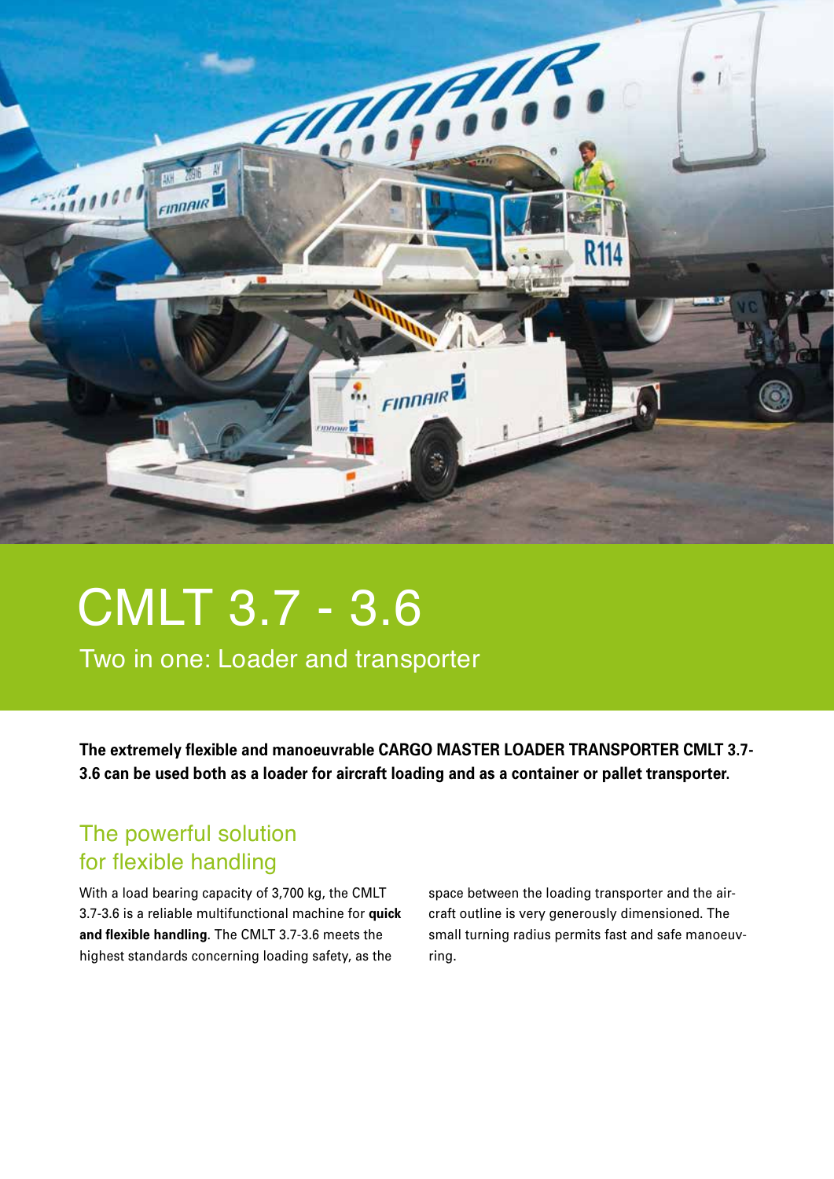# CMLT 3.7 - 3.6

Two in one: Loader and transporter

**The extremely flexible and manoeuvrable CARGO MASTER LOADER TRANSPORTER CMLT 3.7-3.6 can be used both as a loader for aircraft loading and as a container or pallet transporter.**

## The powerful solution for flexible handling

With a load bearing capacity of 3,700 kg, the CMLT 3.7-3.6 is a reliable multifunctional machine for **quick and flexible handling**. The CMLT 3.7-3.6 meets the highest standards concerning loading safety, as the space between the loading transporter and the aircraft outline is very generously dimensioned. The small turning radius permits fast and safe manoeuvring.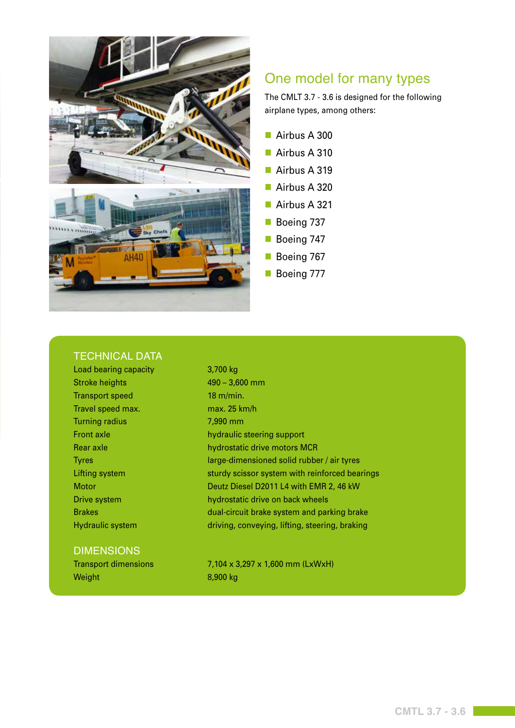## One model for many types

The CMLT 3.7 - 3.6 is designed for the following airplane types, among others:

- Airbus A 300
- Airbus A 310
- Airbus A 319
- Airbus A 320
- Airbus A 321
- Boeing 737
- Boeing 747
- Boeing 767
- Boeing 777

## TECHNICAL DATA

| | |
|---|---|
| Load bearing capacity | 3,700 kg |
| Stroke heights | 490 – 3,600 mm |
| Transport speed | 18 m/min. |
| Travel speed max. | max. 25 km/h |
| Turning radius | 7,990 mm |
| Front axle | hydraulic steering support |
| Rear axle | hydrostatic drive motors MCR |
| Tyres | large-dimensioned solid rubber / air tyres |
| Lifting system | sturdy scissor system with reinforced bearings |
| Motor | Deutz Diesel D2011 L4 with EMR 2, 46 kW |
| Drive system | hydrostatic drive on back wheels |
| Brakes | dual-circuit brake system and parking brake |
| Hydraulic system | driving, conveying, lifting, steering, braking |

## DIMENSIONS

| | |
|---|---|
| Transport dimensions | 7,104 x 3,297 x 1,600 mm (LxWxH) |
| Weight | 8,900 kg |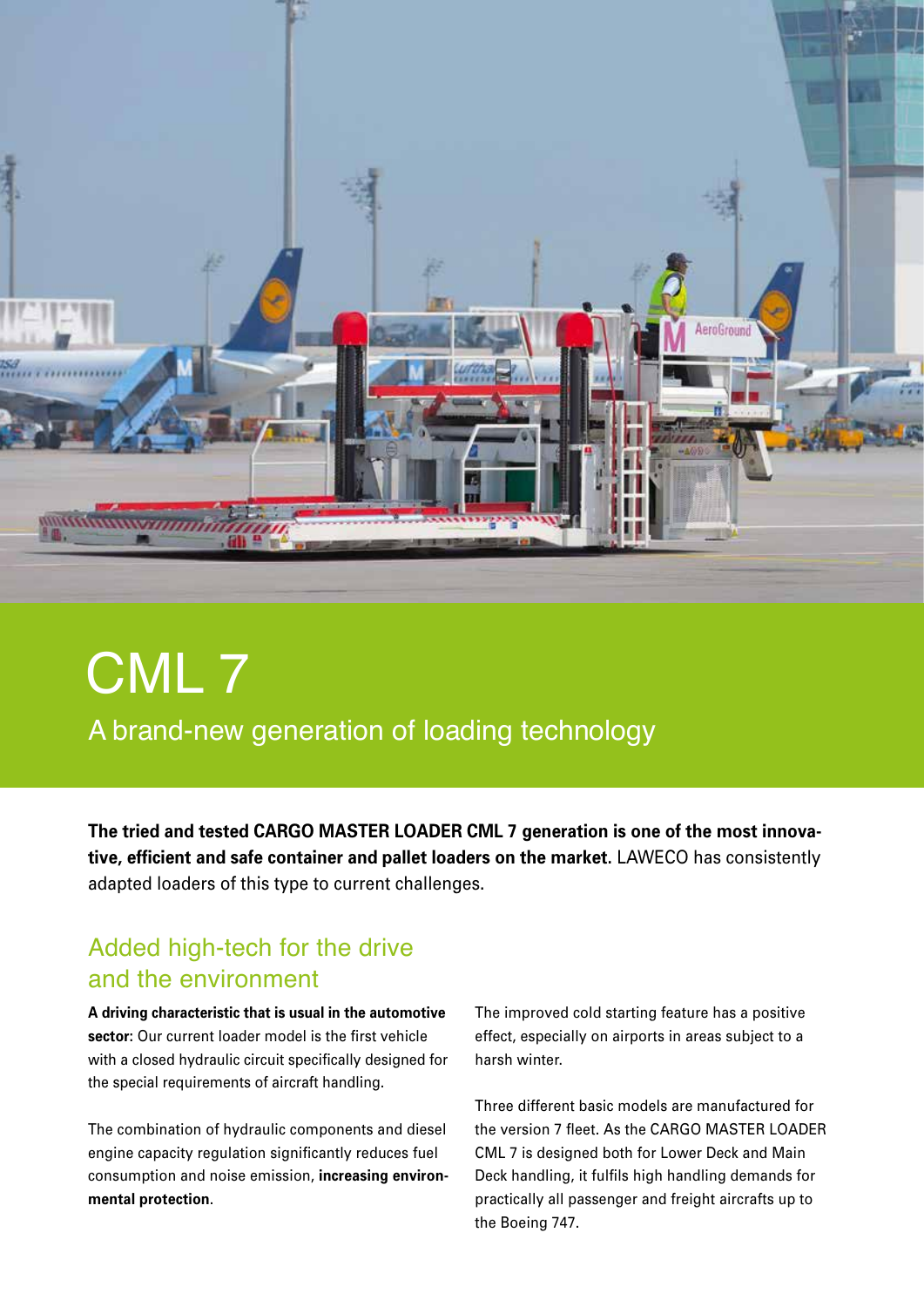# CML 7

A brand-new generation of loading technology

**The tried and tested CARGO MASTER LOADER CML 7 generation is one of the most innovative, efficient and safe container and pallet loaders on the market.** LAWECO has consistently adapted loaders of this type to current challenges.

## Added high-tech for the drive and the environment

**A driving characteristic that is usual in the automotive sector:** Our current loader model is the first vehicle with a closed hydraulic circuit specifically designed for the special requirements of aircraft handling.

The combination of hydraulic components and diesel engine capacity regulation significantly reduces fuel consumption and noise emission, **increasing environmental protection**.

The improved cold starting feature has a positive effect, especially on airports in areas subject to a harsh winter.

Three different basic models are manufactured for the version 7 fleet. As the CARGO MASTER LOADER CML 7 is designed both for Lower Deck and Main Deck handling, it fulfils high handling demands for practically all passenger and freight aircrafts up to the Boeing 747.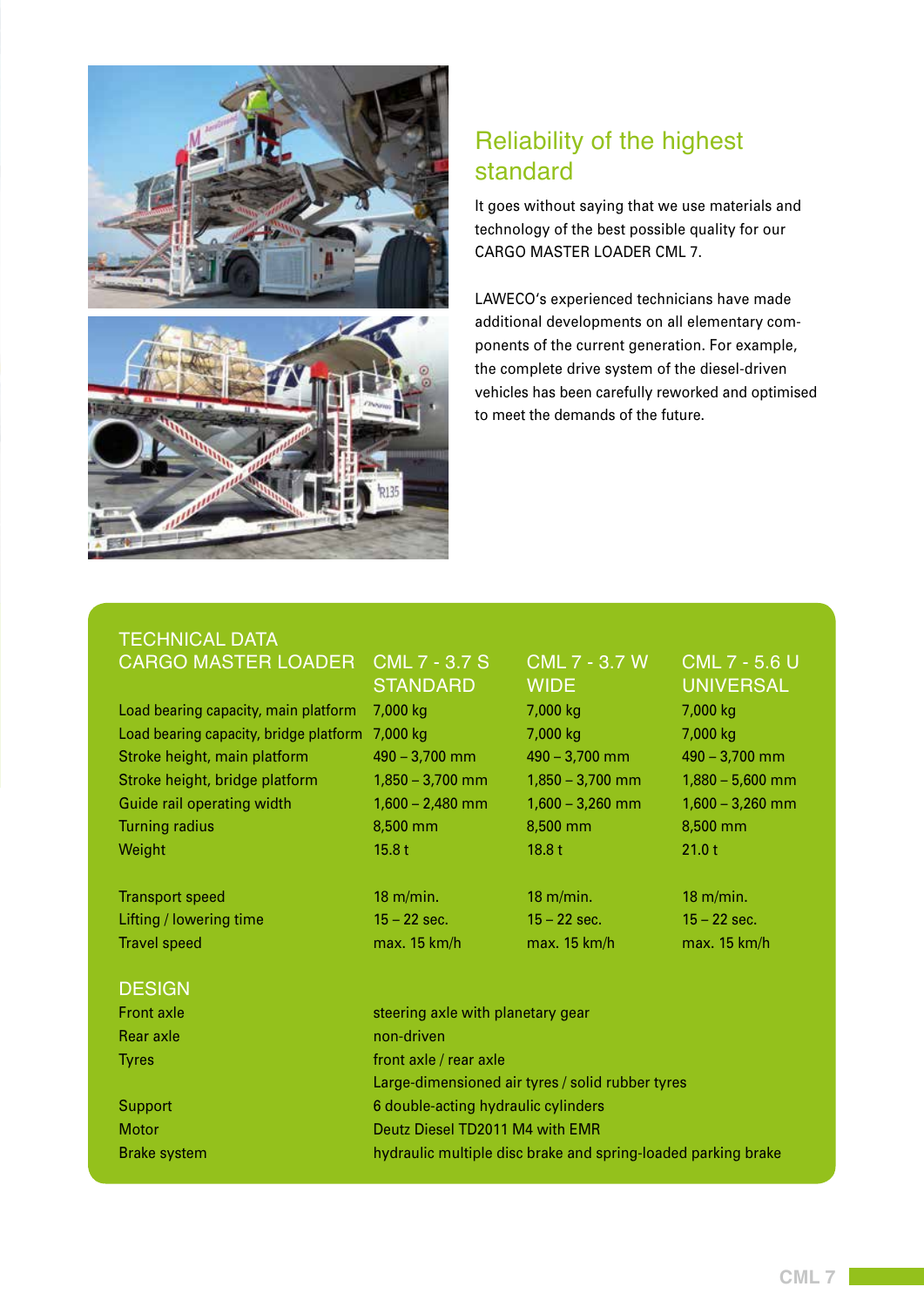## Reliability of the highest standard

It goes without saying that we use materials and technology of the best possible quality for our CARGO MASTER LOADER CML 7.

LAWECO's experienced technicians have made additional developments on all elementary components of the current generation. For example, the complete drive system of the diesel-driven vehicles has been carefully reworked and optimised to meet the demands of the future.

## TECHNICAL DATA

| CARGO MASTER LOADER | CML 7 - 3.7 S STANDARD | CML 7 - 3.7 W WIDE | CML 7 - 5.6 U UNIVERSAL |
|---|---|---|---|
| Load bearing capacity, main platform | 7,000 kg | 7,000 kg | 7,000 kg |
| Load bearing capacity, bridge platform | 7,000 kg | 7,000 kg | 7,000 kg |
| Stroke height, main platform | 490 – 3,700 mm | 490 – 3,700 mm | 490 – 3,700 mm |
| Stroke height, bridge platform | 1,850 – 3,700 mm | 1,850 – 3,700 mm | 1,880 – 5,600 mm |
| Guide rail operating width | 1,600 – 2,480 mm | 1,600 – 3,260 mm | 1,600 – 3,260 mm |
| Turning radius | 8,500 mm | 8,500 mm | 8,500 mm |
| Weight | 15.8 t | 18.8 t | 21.0 t |
| Transport speed | 18 m/min. | 18 m/min. | 18 m/min. |
| Lifting / lowering time | 15 – 22 sec. | 15 – 22 sec. | 15 – 22 sec. |
| Travel speed | max. 15 km/h | max. 15 km/h | max. 15 km/h |

## DESIGN

| | |
|---|---|
| Front axle | steering axle with planetary gear |
| Rear axle | non-driven |
| Tyres | front axle / rear axle<br>Large-dimensioned air tyres / solid rubber tyres |
| Support | 6 double-acting hydraulic cylinders |
| Motor | Deutz Diesel TD2011 M4 with EMR |
| Brake system | hydraulic multiple disc brake and spring-loaded parking brake |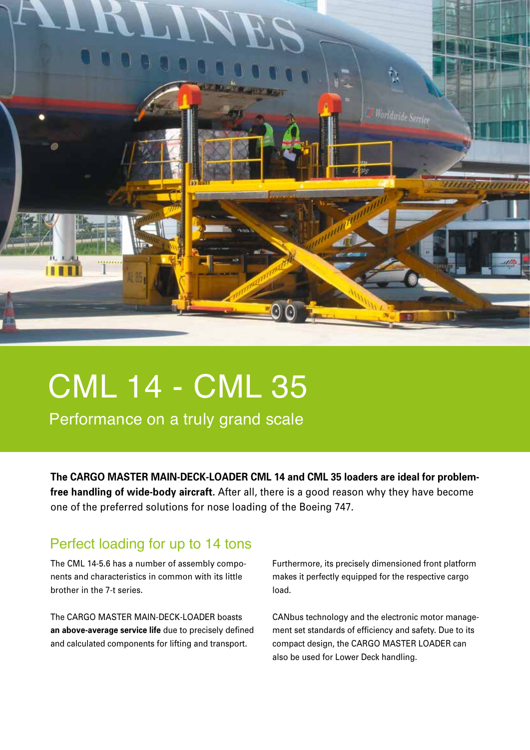# CML 14 - CML 35

Performance on a truly grand scale

**The CARGO MASTER MAIN-DECK-LOADER CML 14 and CML 35 loaders are ideal for problem-free handling of wide-body aircraft**. After all, there is a good reason why they have become one of the preferred solutions for nose loading of the Boeing 747.

## Perfect loading for up to 14 tons

The CML 14-5.6 has a number of assembly components and characteristics in common with its little brother in the 7-t series.

The CARGO MASTER MAIN-DECK-LOADER boasts **an above-average service life** due to precisely defined and calculated components for lifting and transport.

Furthermore, its precisely dimensioned front platform makes it perfectly equipped for the respective cargo load.

CANbus technology and the electronic motor management set standards of efficiency and safety. Due to its compact design, the CARGO MASTER LOADER can also be used for Lower Deck handling.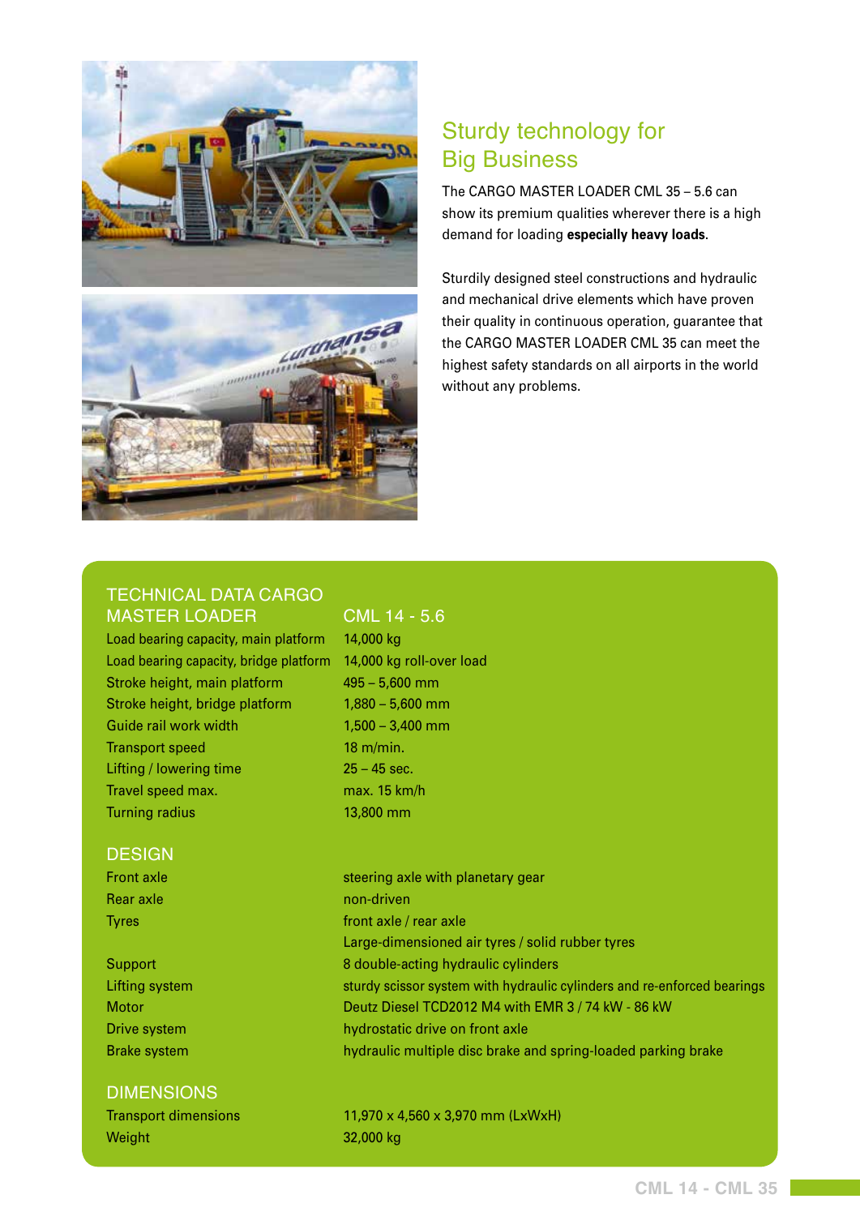## Sturdy technology for Big Business

The CARGO MASTER LOADER CML 35 – 5.6 can show its premium qualities wherever there is a high demand for loading **especially heavy loads**.

Sturdily designed steel constructions and hydraulic and mechanical drive elements which have proven their quality in continuous operation, guarantee that the CARGO MASTER LOADER CML 35 can meet the highest safety standards on all airports in the world without any problems.

| TECHNICAL DATA CARGO MASTER LOADER | CML 14 - 5.6 |
|---|---|
| Load bearing capacity, main platform | 14,000 kg |
| Load bearing capacity, bridge platform | 14,000 kg roll-over load |
| Stroke height, main platform | 495 – 5,600 mm |
| Stroke height, bridge platform | 1,880 – 5,600 mm |
| Guide rail work width | 1,500 – 3,400 mm |
| Transport speed | 18 m/min. |
| Lifting / lowering time | 25 – 45 sec. |
| Travel speed max. | max. 15 km/h |
| Turning radius | 13,800 mm |

| DESIGN | |
|---|---|
| Front axle | steering axle with planetary gear |
| Rear axle | non-driven |
| Tyres | front axle / rear axle<br>Large-dimensioned air tyres / solid rubber tyres |
| Support | 8 double-acting hydraulic cylinders |
| Lifting system | sturdy scissor system with hydraulic cylinders and re-enforced bearings |
| Motor | Deutz Diesel TCD2012 M4 with EMR 3 / 74 kW - 86 kW |
| Drive system | hydrostatic drive on front axle |
| Brake system | hydraulic multiple disc brake and spring-loaded parking brake |

| DIMENSIONS | |
|---|---|
| Transport dimensions | 11,970 x 4,560 x 3,970 mm (LxWxH) |
| Weight | 32,000 kg |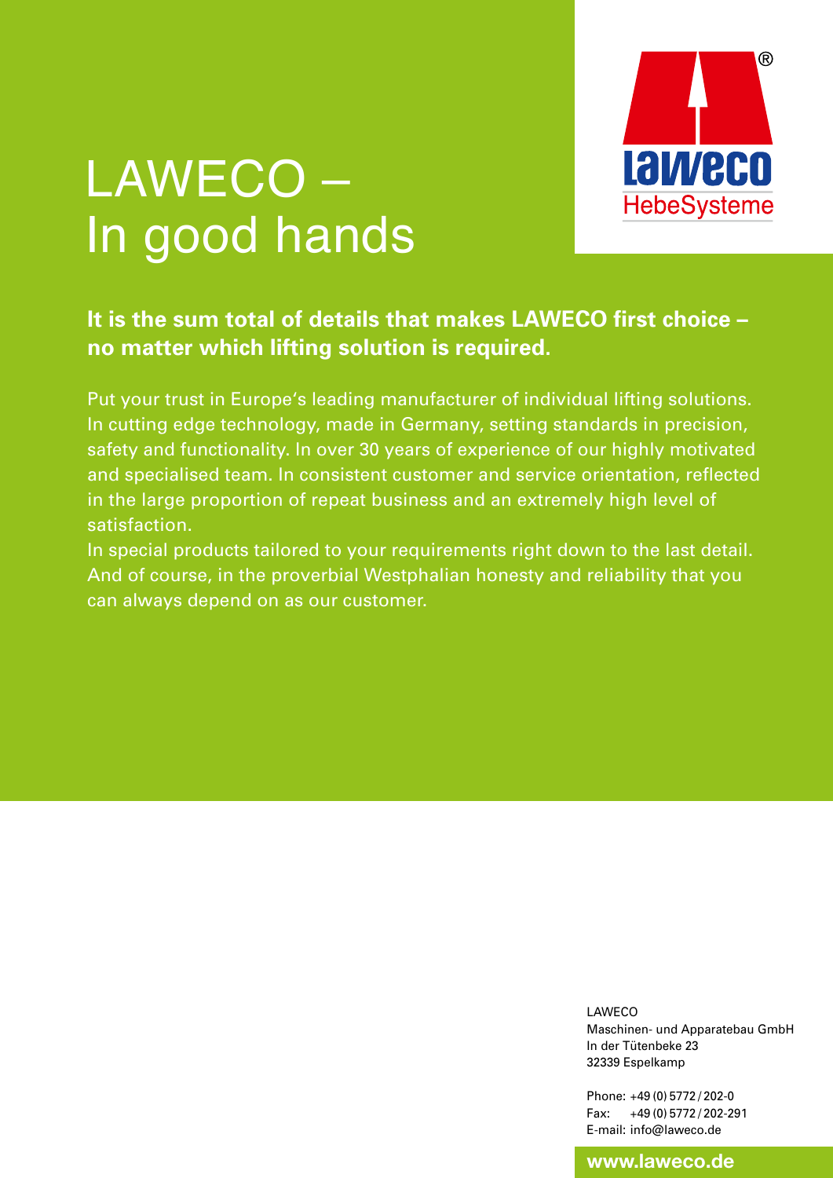# LAWECO – In good hands

laweco HebeSysteme®

**It is the sum total of details that makes LAWECO first choice – no matter which lifting solution is required.**

Put your trust in Europe's leading manufacturer of individual lifting solutions. In cutting edge technology, made in Germany, setting standards in precision, safety and functionality. In over 30 years of experience of our highly motivated and specialised team. In consistent customer and service orientation, reflected in the large proportion of repeat business and an extremely high level of satisfaction.
In special products tailored to your requirements right down to the last detail. And of course, in the proverbial Westphalian honesty and reliability that you can always depend on as our customer.

LAWECO
Maschinen- und Apparatebau GmbH
In der Tütenbeke 23
32339 Espelkamp

Phone: +49 (0) 5772 / 202-0
Fax: +49 (0) 5772 / 202-291
E-mail: info@laweco.de

**www.laweco.de**